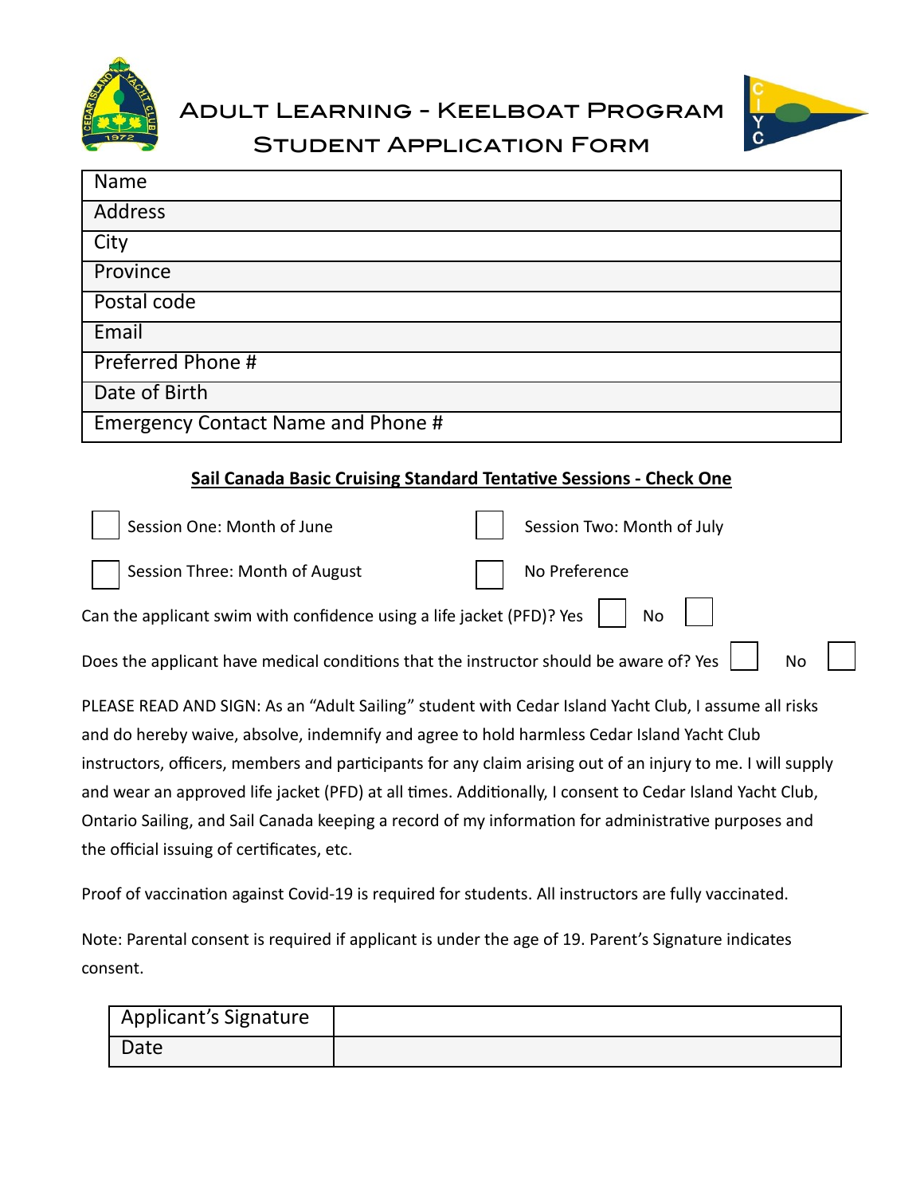# Adult Learning - Keelboat Program
## Student Application Form

| Name | |
|---|---|
| Address | |
| City | |
| Province | |
| Postal code | |
| Email | |
| Preferred Phone # | |
| Date of Birth | |
| Emergency Contact Name and Phone # | |

**Sail Canada Basic Cruising Standard Tentative Sessions - Check One**

☐ Session One: Month of June ☐ Session Two: Month of July

☐ Session Three: Month of August ☐ No Preference

Can the applicant swim with confidence using a life jacket (PFD)? Yes ☐ No ☐

Does the applicant have medical conditions that the instructor should be aware of? Yes ☐ No ☐

PLEASE READ AND SIGN: As an "Adult Sailing" student with Cedar Island Yacht Club, I assume all risks and do hereby waive, absolve, indemnify and agree to hold harmless Cedar Island Yacht Club instructors, officers, members and participants for any claim arising out of an injury to me. I will supply and wear an approved life jacket (PFD) at all times. Additionally, I consent to Cedar Island Yacht Club, Ontario Sailing, and Sail Canada keeping a record of my information for administrative purposes and the official issuing of certificates, etc.

Proof of vaccination against Covid-19 is required for students. All instructors are fully vaccinated.

Note: Parental consent is required if applicant is under the age of 19. Parent's Signature indicates consent.

| Applicant's Signature | |
|---|---|
| Date | |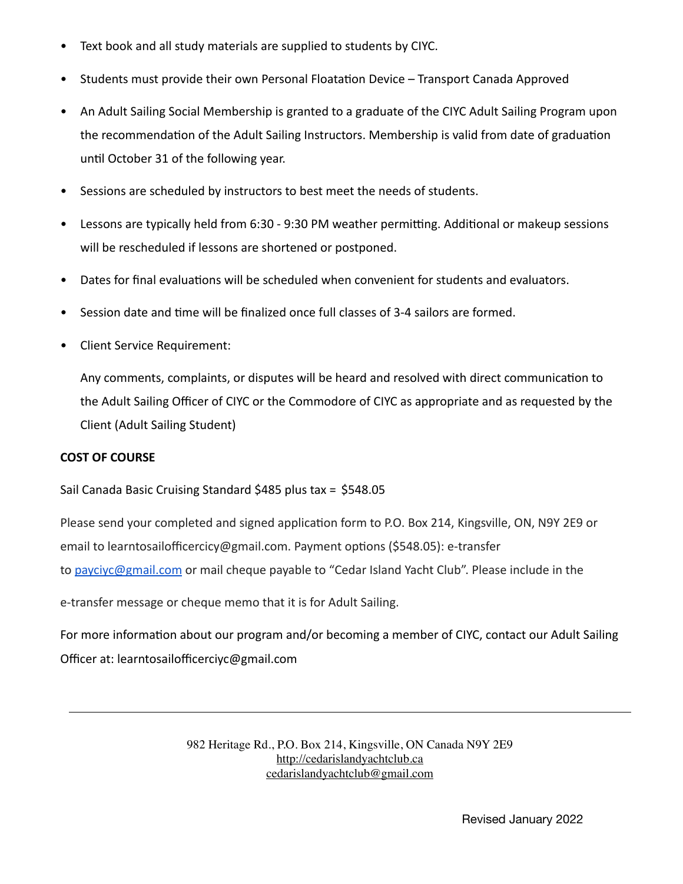- Text book and all study materials are supplied to students by CIYC.
- Students must provide their own Personal Floatation Device – Transport Canada Approved
- An Adult Sailing Social Membership is granted to a graduate of the CIYC Adult Sailing Program upon the recommendation of the Adult Sailing Instructors. Membership is valid from date of graduation until October 31 of the following year.
- Sessions are scheduled by instructors to best meet the needs of students.
- Lessons are typically held from 6:30 - 9:30 PM weather permitting. Additional or makeup sessions will be rescheduled if lessons are shortened or postponed.
- Dates for final evaluations will be scheduled when convenient for students and evaluators.
- Session date and time will be finalized once full classes of 3-4 sailors are formed.
- Client Service Requirement:

  Any comments, complaints, or disputes will be heard and resolved with direct communication to the Adult Sailing Officer of CIYC or the Commodore of CIYC as appropriate and as requested by the Client (Adult Sailing Student)

**COST OF COURSE**

Sail Canada Basic Cruising Standard $485 plus tax = $548.05

Please send your completed and signed application form to P.O. Box 214, Kingsville, ON, N9Y 2E9 or email to learntosailofficercicy@gmail.com. Payment options ($548.05): e-transfer to [payciyc@gmail.com](mailto:payciyc@gmail.com) or mail cheque payable to "Cedar Island Yacht Club". Please include in the e-transfer message or cheque memo that it is for Adult Sailing.

For more information about our program and/or becoming a member of CIYC, contact our Adult Sailing Officer at: learntosailofficerciyc@gmail.com

---

982 Heritage Rd., P.O. Box 214, Kingsville, ON Canada N9Y 2E9
http://cedarislandyachtclub.ca
cedarislandyachtclub@gmail.com

Revised January 2022